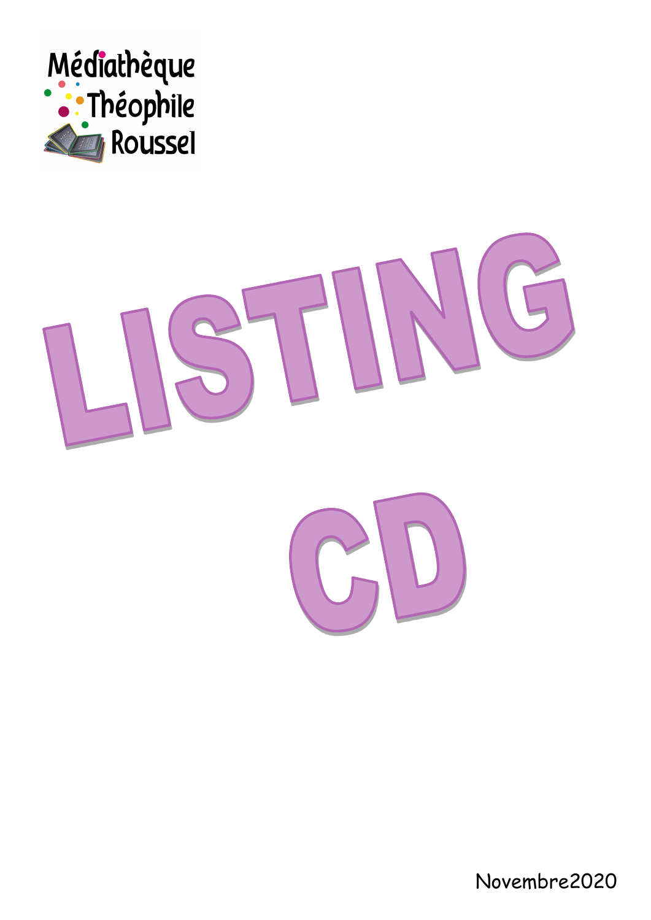Médiathèque Théophile Roussel

# LISTING CD

Novembre2020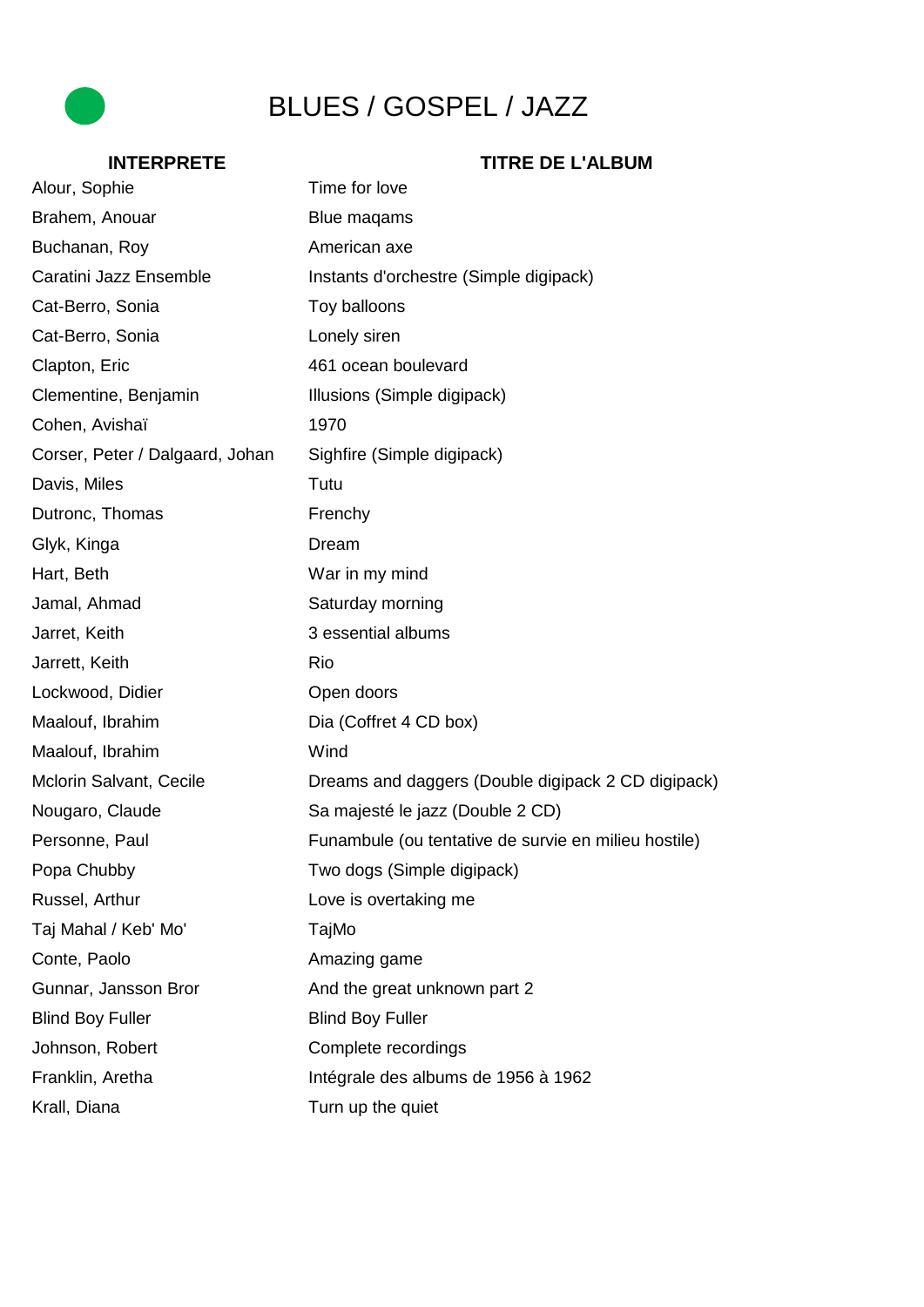# BLUES / GOSPEL / JAZZ

| INTERPRETE | TITRE DE L'ALBUM |
|---|---|
| Alour, Sophie | Time for love |
| Brahem, Anouar | Blue maqams |
| Buchanan, Roy | American axe |
| Caratini Jazz Ensemble | Instants d'orchestre (Simple digipack) |
| Cat-Berro, Sonia | Toy balloons |
| Cat-Berro, Sonia | Lonely siren |
| Clapton, Eric | 461 ocean boulevard |
| Clementine, Benjamin | Illusions (Simple digipack) |
| Cohen, Avishaï | 1970 |
| Corser, Peter / Dalgaard, Johan | Sighfire (Simple digipack) |
| Davis, Miles | Tutu |
| Dutronc, Thomas | Frenchy |
| Glyk, Kinga | Dream |
| Hart, Beth | War in my mind |
| Jamal, Ahmad | Saturday morning |
| Jarret, Keith | 3 essential albums |
| Jarrett, Keith | Rio |
| Lockwood, Didier | Open doors |
| Maalouf, Ibrahim | Dia (Coffret 4 CD box) |
| Maalouf, Ibrahim | Wind |
| Mclorin Salvant, Cecile | Dreams and daggers (Double digipack 2 CD digipack) |
| Nougaro, Claude | Sa majesté le jazz (Double 2 CD) |
| Personne, Paul | Funambule (ou tentative de survie en milieu hostile) |
| Popa Chubby | Two dogs (Simple digipack) |
| Russel, Arthur | Love is overtaking me |
| Taj Mahal / Keb' Mo' | TajMo |
| Conte, Paolo | Amazing game |
| Gunnar, Jansson Bror | And the great unknown part 2 |
| Blind Boy Fuller | Blind Boy Fuller |
| Johnson, Robert | Complete recordings |
| Franklin, Aretha | Intégrale des albums de 1956 à 1962 |
| Krall, Diana | Turn up the quiet |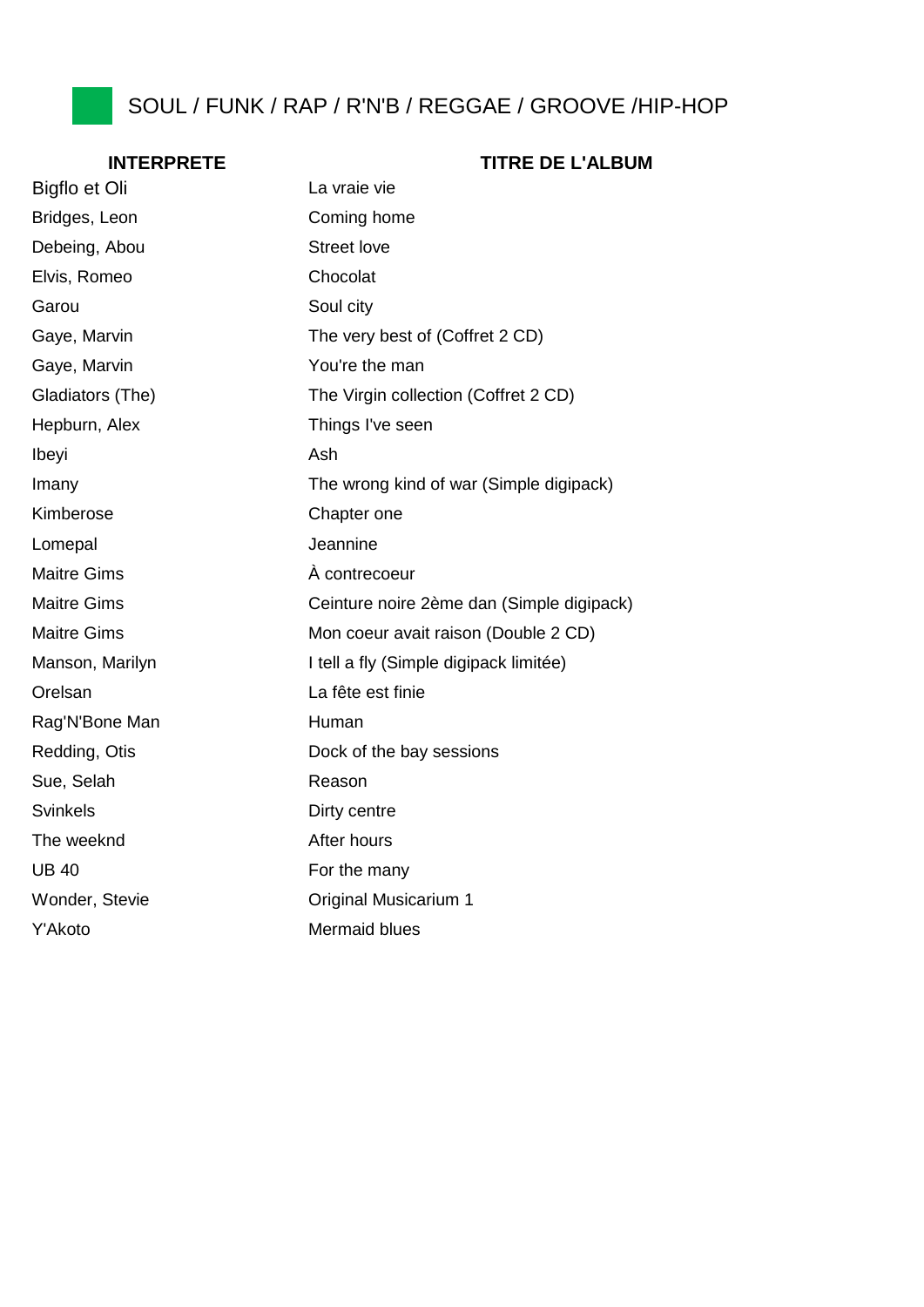## SOUL / FUNK / RAP / R'N'B / REGGAE / GROOVE /HIP-HOP

| INTERPRETE | TITRE DE L'ALBUM |
| --- | --- |
| Bigflo et Oli | La vraie vie |
| Bridges, Leon | Coming home |
| Debeing, Abou | Street love |
| Elvis, Romeo | Chocolat |
| Garou | Soul city |
| Gaye, Marvin | The very best of (Coffret 2 CD) |
| Gaye, Marvin | You're the man |
| Gladiators (The) | The Virgin collection (Coffret 2 CD) |
| Hepburn, Alex | Things I've seen |
| Ibeyi | Ash |
| Imany | The wrong kind of war (Simple digipack) |
| Kimberose | Chapter one |
| Lomepal | Jeannine |
| Maitre Gims | À contrecoeur |
| Maitre Gims | Ceinture noire 2ème dan (Simple digipack) |
| Maitre Gims | Mon coeur avait raison (Double 2 CD) |
| Manson, Marilyn | I tell a fly (Simple digipack limitée) |
| Orelsan | La fête est finie |
| Rag'N'Bone Man | Human |
| Redding, Otis | Dock of the bay sessions |
| Sue, Selah | Reason |
| Svinkels | Dirty centre |
| The weeknd | After hours |
| UB 40 | For the many |
| Wonder, Stevie | Original Musicarium 1 |
| Y'Akoto | Mermaid blues |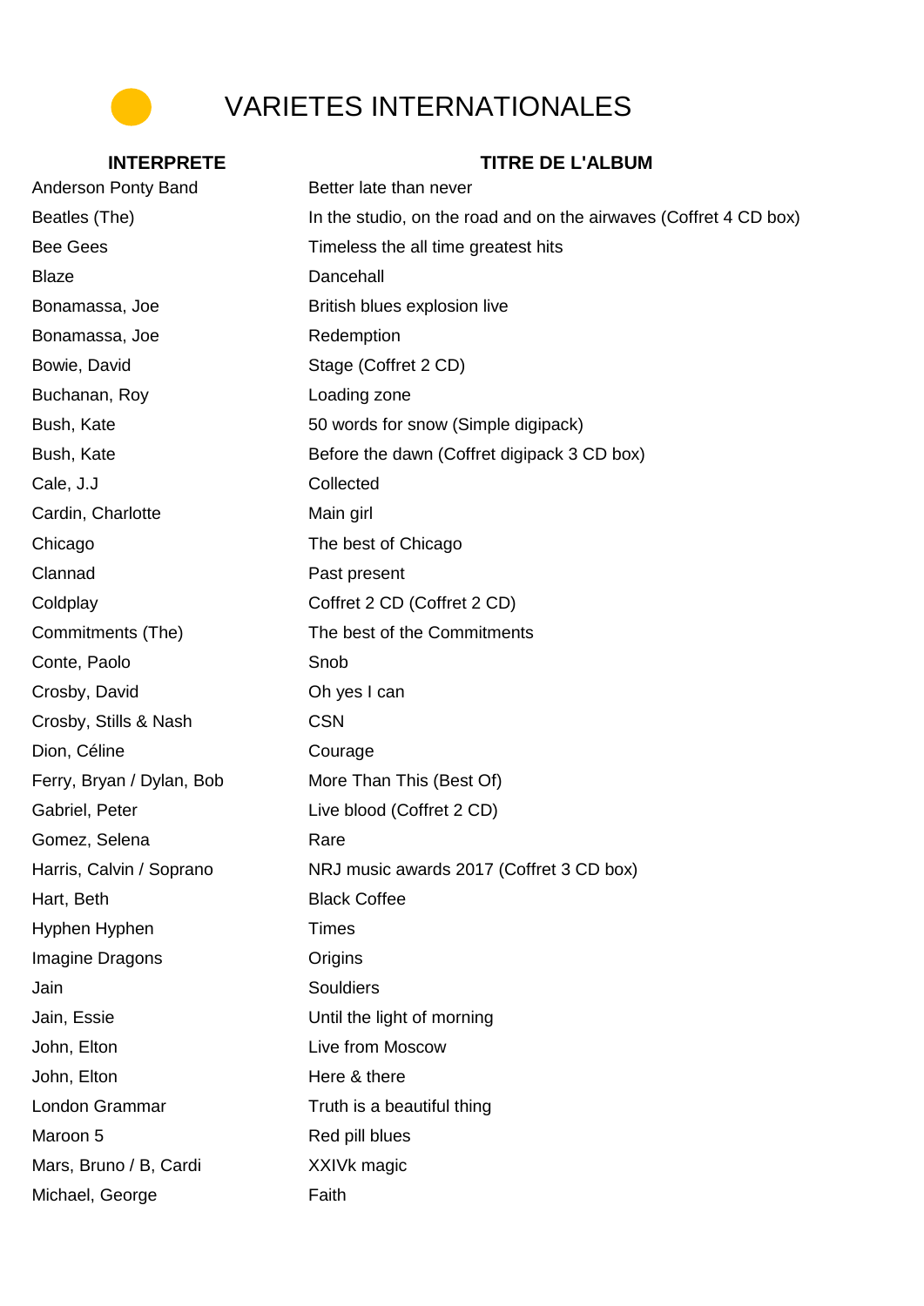# VARIETES INTERNATIONALES

| INTERPRETE | TITRE DE L'ALBUM |
| --- | --- |
| Anderson Ponty Band | Better late than never |
| Beatles (The) | In the studio, on the road and on the airwaves (Coffret 4 CD box) |
| Bee Gees | Timeless the all time greatest hits |
| Blaze | Dancehall |
| Bonamassa, Joe | British blues explosion live |
| Bonamassa, Joe | Redemption |
| Bowie, David | Stage (Coffret 2 CD) |
| Buchanan, Roy | Loading zone |
| Bush, Kate | 50 words for snow (Simple digipack) |
| Bush, Kate | Before the dawn (Coffret digipack 3 CD box) |
| Cale, J.J | Collected |
| Cardin, Charlotte | Main girl |
| Chicago | The best of Chicago |
| Clannad | Past present |
| Coldplay | Coffret 2 CD (Coffret 2 CD) |
| Commitments (The) | The best of the Commitments |
| Conte, Paolo | Snob |
| Crosby, David | Oh yes I can |
| Crosby, Stills & Nash | CSN |
| Dion, Céline | Courage |
| Ferry, Bryan / Dylan, Bob | More Than This (Best Of) |
| Gabriel, Peter | Live blood (Coffret 2 CD) |
| Gomez, Selena | Rare |
| Harris, Calvin / Soprano | NRJ music awards 2017 (Coffret 3 CD box) |
| Hart, Beth | Black Coffee |
| Hyphen Hyphen | Times |
| Imagine Dragons | Origins |
| Jain | Souldiers |
| Jain, Essie | Until the light of morning |
| John, Elton | Live from Moscow |
| John, Elton | Here & there |
| London Grammar | Truth is a beautiful thing |
| Maroon 5 | Red pill blues |
| Mars, Bruno / B, Cardi | XXIVk magic |
| Michael, George | Faith |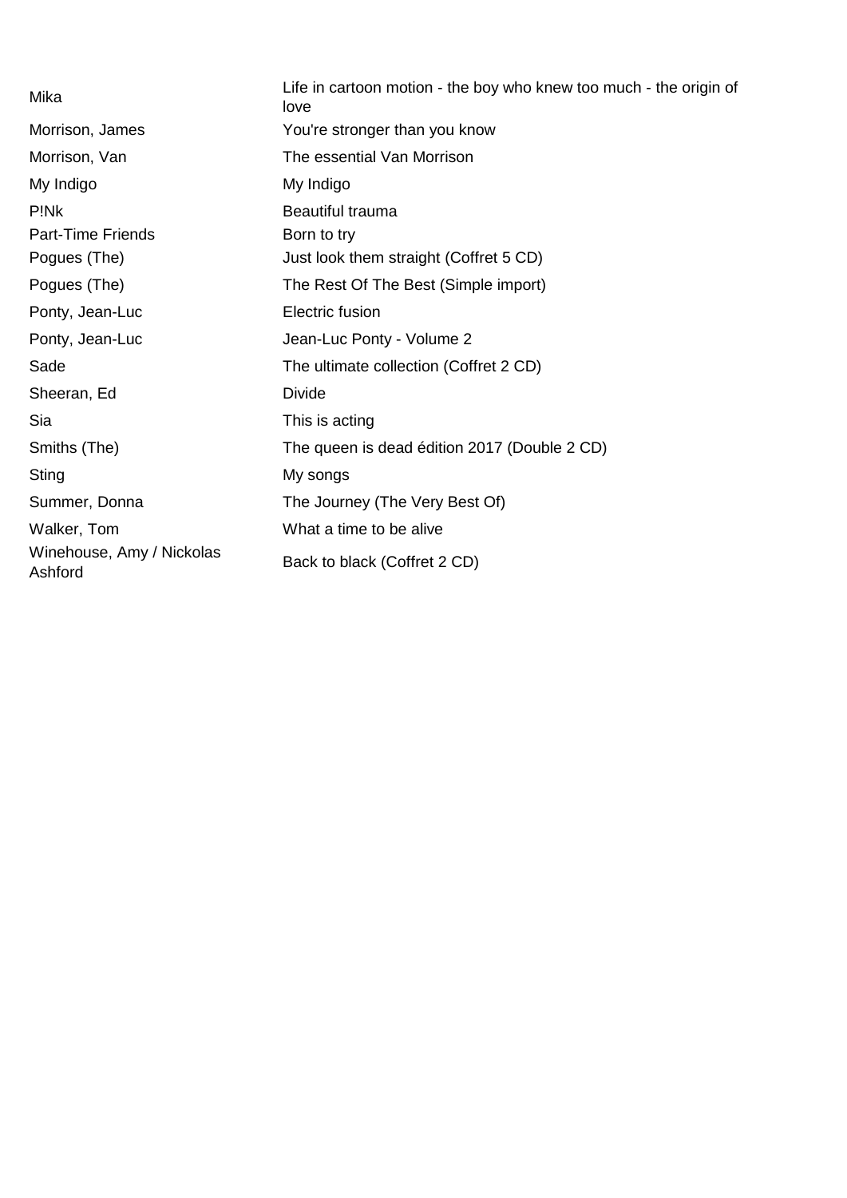| | |
|---|---|
| Mika | Life in cartoon motion - the boy who knew too much - the origin of love |
| Morrison, James | You're stronger than you know |
| Morrison, Van | The essential Van Morrison |
| My Indigo | My Indigo |
| P!Nk | Beautiful trauma |
| Part-Time Friends | Born to try |
| Pogues (The) | Just look them straight (Coffret 5 CD) |
| Pogues (The) | The Rest Of The Best (Simple import) |
| Ponty, Jean-Luc | Electric fusion |
| Ponty, Jean-Luc | Jean-Luc Ponty - Volume 2 |
| Sade | The ultimate collection (Coffret 2 CD) |
| Sheeran, Ed | Divide |
| Sia | This is acting |
| Smiths (The) | The queen is dead édition 2017 (Double 2 CD) |
| Sting | My songs |
| Summer, Donna | The Journey (The Very Best Of) |
| Walker, Tom | What a time to be alive |
| Winehouse, Amy / Nickolas Ashford | Back to black (Coffret 2 CD) |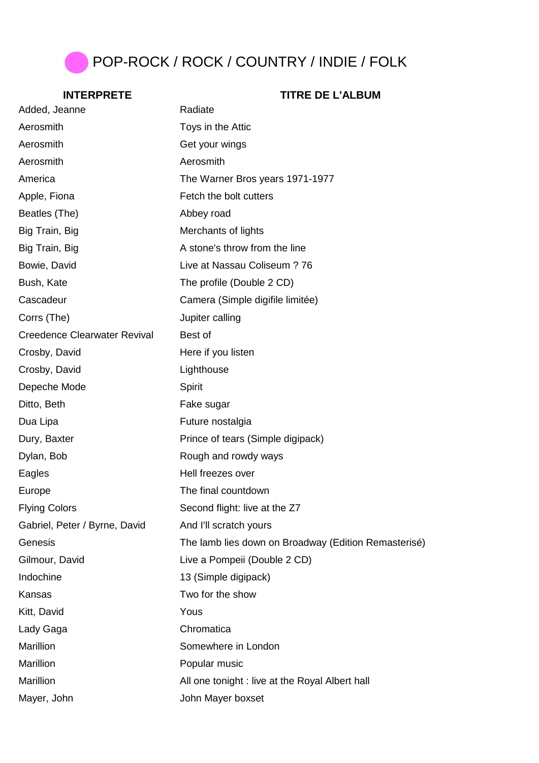# POP-ROCK / ROCK / COUNTRY / INDIE / FOLK

| INTERPRETE | TITRE DE L'ALBUM |
| --- | --- |
| Added, Jeanne | Radiate |
| Aerosmith | Toys in the Attic |
| Aerosmith | Get your wings |
| Aerosmith | Aerosmith |
| America | The Warner Bros years 1971-1977 |
| Apple, Fiona | Fetch the bolt cutters |
| Beatles (The) | Abbey road |
| Big Train, Big | Merchants of lights |
| Big Train, Big | A stone's throw from the line |
| Bowie, David | Live at Nassau Coliseum ? 76 |
| Bush, Kate | The profile (Double 2 CD) |
| Cascadeur | Camera (Simple digifile limitée) |
| Corrs (The) | Jupiter calling |
| Creedence Clearwater Revival | Best of |
| Crosby, David | Here if you listen |
| Crosby, David | Lighthouse |
| Depeche Mode | Spirit |
| Ditto, Beth | Fake sugar |
| Dua Lipa | Future nostalgia |
| Dury, Baxter | Prince of tears (Simple digipack) |
| Dylan, Bob | Rough and rowdy ways |
| Eagles | Hell freezes over |
| Europe | The final countdown |
| Flying Colors | Second flight: live at the Z7 |
| Gabriel, Peter / Byrne, David | And I'll scratch yours |
| Genesis | The lamb lies down on Broadway (Edition Remasterisé) |
| Gilmour, David | Live a Pompeii (Double 2 CD) |
| Indochine | 13 (Simple digipack) |
| Kansas | Two for the show |
| Kitt, David | Yous |
| Lady Gaga | Chromatica |
| Marillion | Somewhere in London |
| Marillion | Popular music |
| Marillion | All one tonight : live at the Royal Albert hall |
| Mayer, John | John Mayer boxset |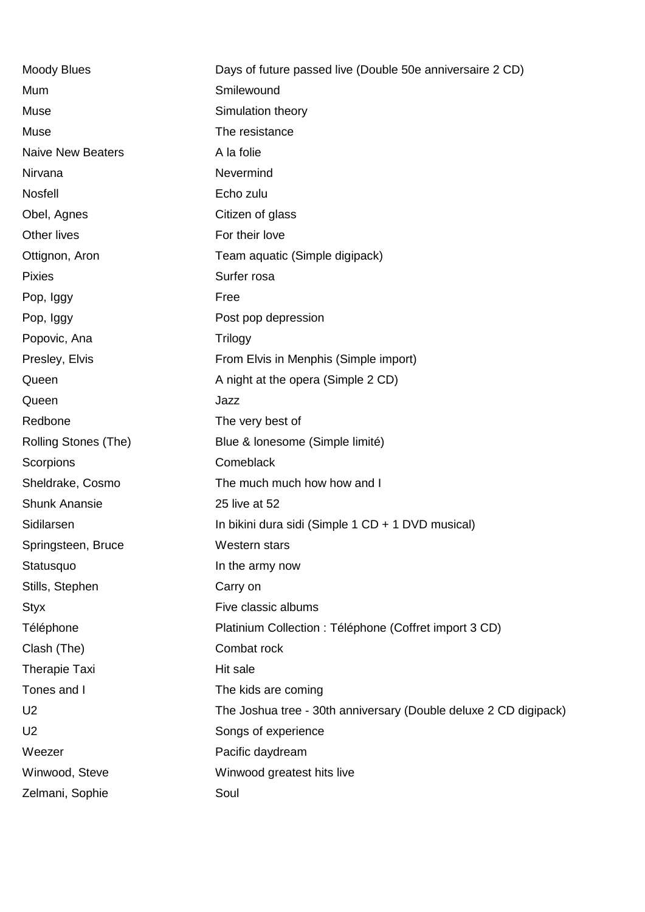| | |
|---|---|
| Moody Blues | Days of future passed live (Double 50e anniversaire 2 CD) |
| Mum | Smilewound |
| Muse | Simulation theory |
| Muse | The resistance |
| Naive New Beaters | A la folie |
| Nirvana | Nevermind |
| Nosfell | Echo zulu |
| Obel, Agnes | Citizen of glass |
| Other lives | For their love |
| Ottignon, Aron | Team aquatic (Simple digipack) |
| Pixies | Surfer rosa |
| Pop, Iggy | Free |
| Pop, Iggy | Post pop depression |
| Popovic, Ana | Trilogy |
| Presley, Elvis | From Elvis in Menphis (Simple import) |
| Queen | A night at the opera (Simple 2 CD) |
| Queen | Jazz |
| Redbone | The very best of |
| Rolling Stones (The) | Blue & lonesome (Simple limité) |
| Scorpions | Comeblack |
| Sheldrake, Cosmo | The much much how how and I |
| Shunk Anansie | 25 live at 52 |
| Sidilarsen | In bikini dura sidi (Simple 1 CD + 1 DVD musical) |
| Springsteen, Bruce | Western stars |
| Statusquo | In the army now |
| Stills, Stephen | Carry on |
| Styx | Five classic albums |
| Téléphone | Platinium Collection : Téléphone (Coffret import 3 CD) |
| Clash (The) | Combat rock |
| Therapie Taxi | Hit sale |
| Tones and I | The kids are coming |
| U2 | The Joshua tree - 30th anniversary (Double deluxe 2 CD digipack) |
| U2 | Songs of experience |
| Weezer | Pacific daydream |
| Winwood, Steve | Winwood greatest hits live |
| Zelmani, Sophie | Soul |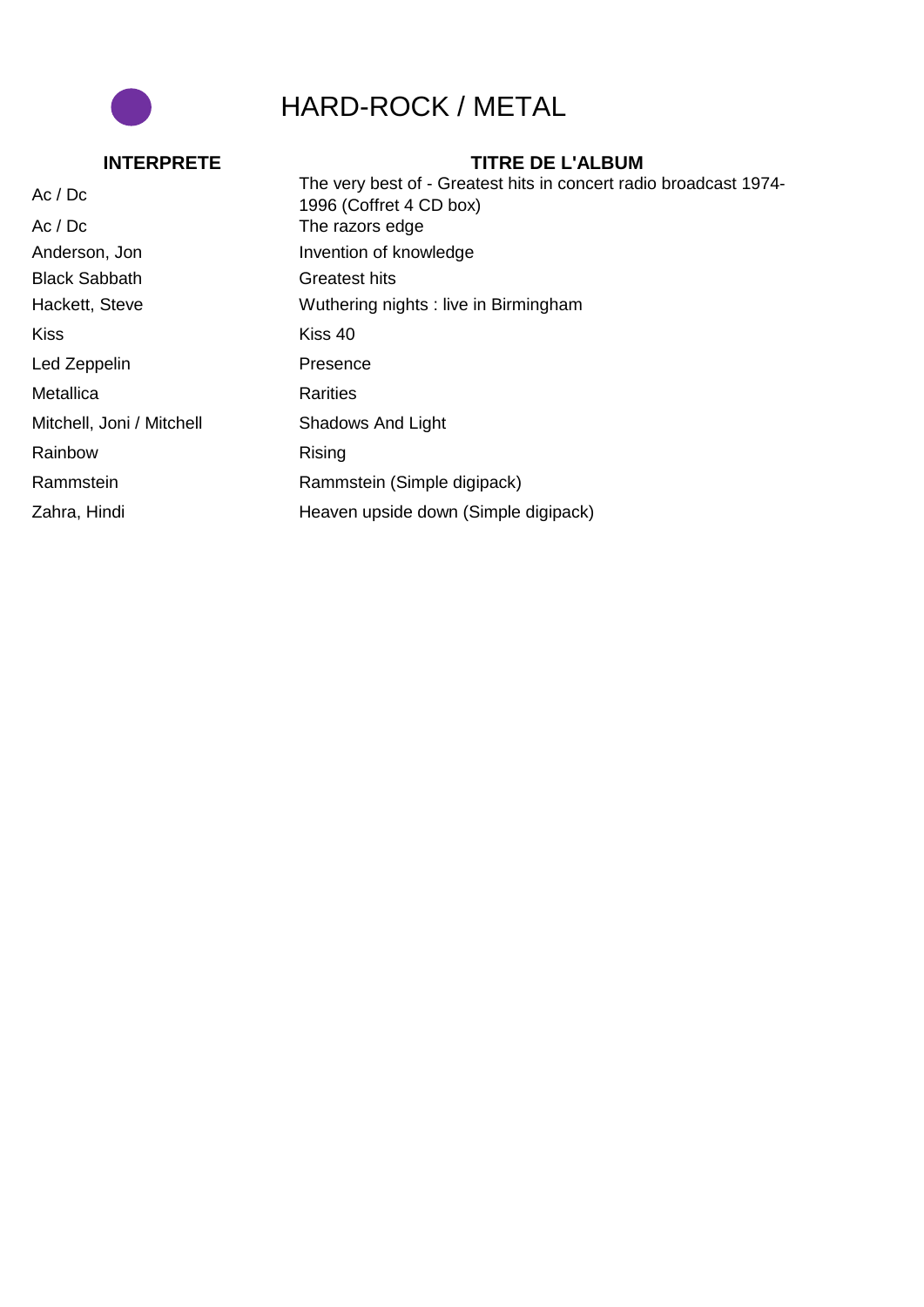# HARD-ROCK / METAL

| INTERPRETE | TITRE DE L'ALBUM |
| --- | --- |
| Ac / Dc | The very best of - Greatest hits in concert radio broadcast 1974-1996 (Coffret 4 CD box) |
| Ac / Dc | The razors edge |
| Anderson, Jon | Invention of knowledge |
| Black Sabbath | Greatest hits |
| Hackett, Steve | Wuthering nights : live in Birmingham |
| Kiss | Kiss 40 |
| Led Zeppelin | Presence |
| Metallica | Rarities |
| Mitchell, Joni / Mitchell | Shadows And Light |
| Rainbow | Rising |
| Rammstein | Rammstein (Simple digipack) |
| Zahra, Hindi | Heaven upside down (Simple digipack) |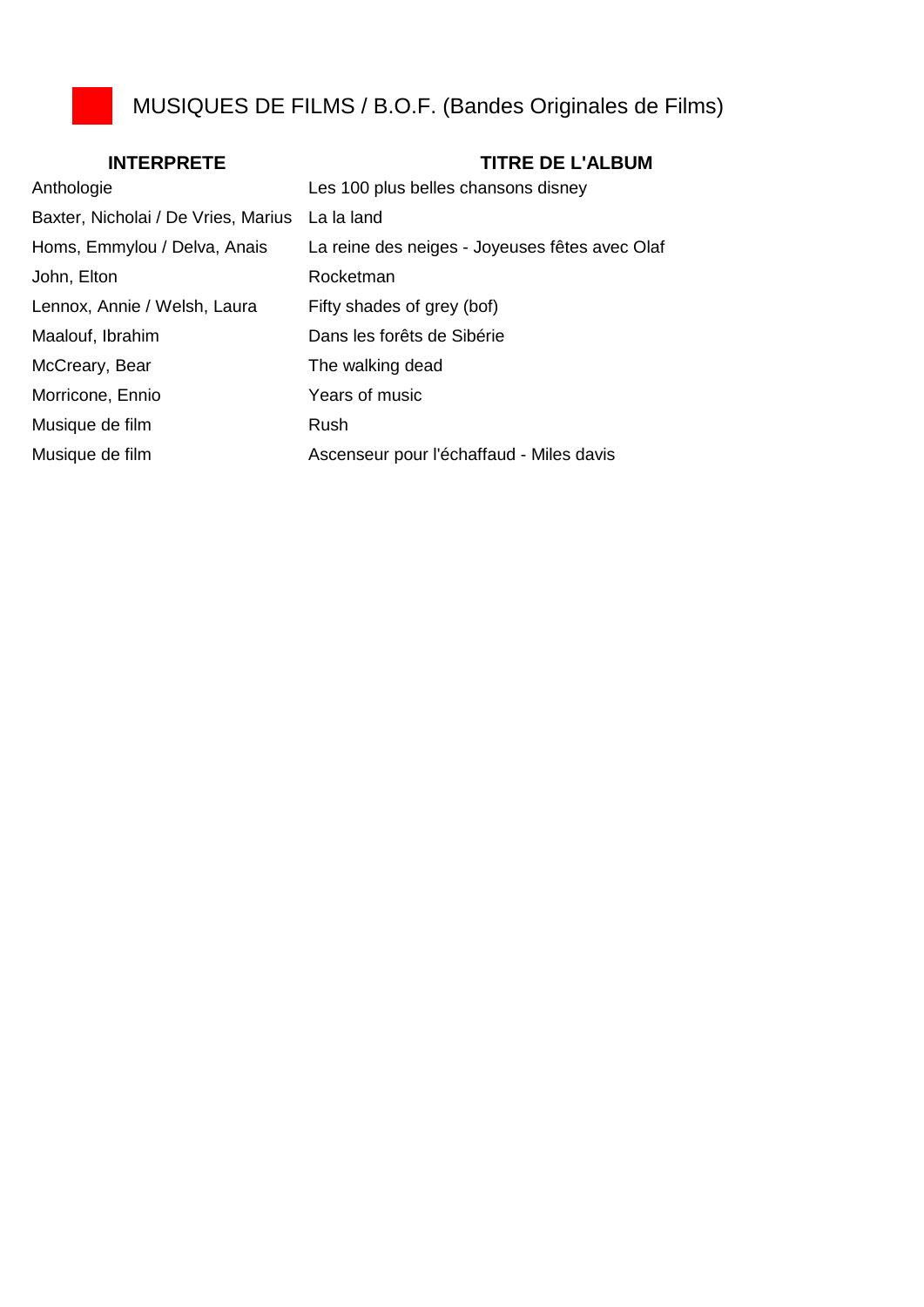# MUSIQUES DE FILMS / B.O.F. (Bandes Originales de Films)

| INTERPRETE | TITRE DE L'ALBUM |
| --- | --- |
| Anthologie | Les 100 plus belles chansons disney |
| Baxter, Nicholai / De Vries, Marius | La la land |
| Homs, Emmylou / Delva, Anais | La reine des neiges - Joyeuses fêtes avec Olaf |
| John, Elton | Rocketman |
| Lennox, Annie / Welsh, Laura | Fifty shades of grey (bof) |
| Maalouf, Ibrahim | Dans les forêts de Sibérie |
| McCreary, Bear | The walking dead |
| Morricone, Ennio | Years of music |
| Musique de film | Rush |
| Musique de film | Ascenseur pour l'échaffaud - Miles davis |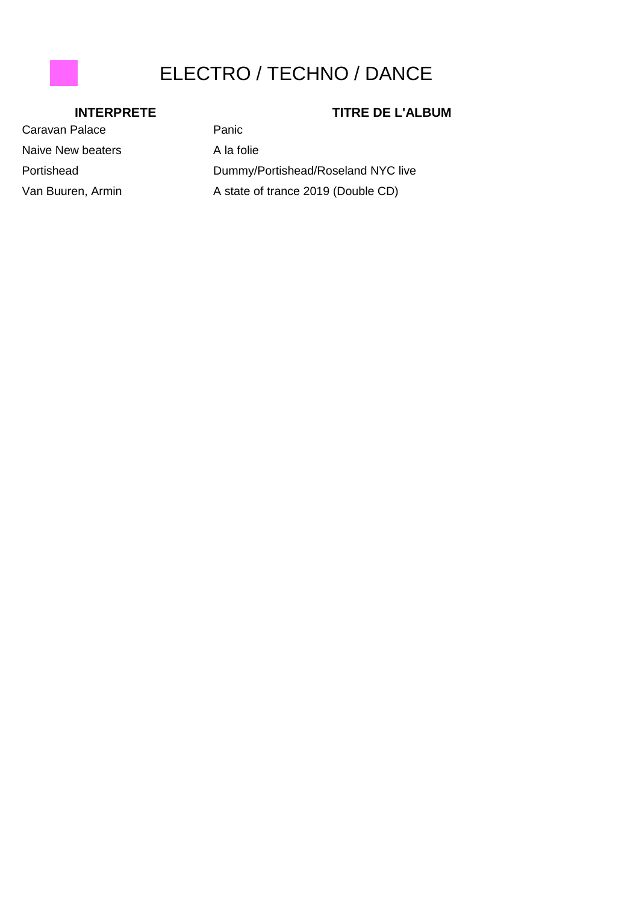# ELECTRO / TECHNO / DANCE

| INTERPRETE | TITRE DE L'ALBUM |
| --- | --- |
| Caravan Palace | Panic |
| Naive New beaters | A la folie |
| Portishead | Dummy/Portishead/Roseland NYC live |
| Van Buuren, Armin | A state of trance 2019 (Double CD) |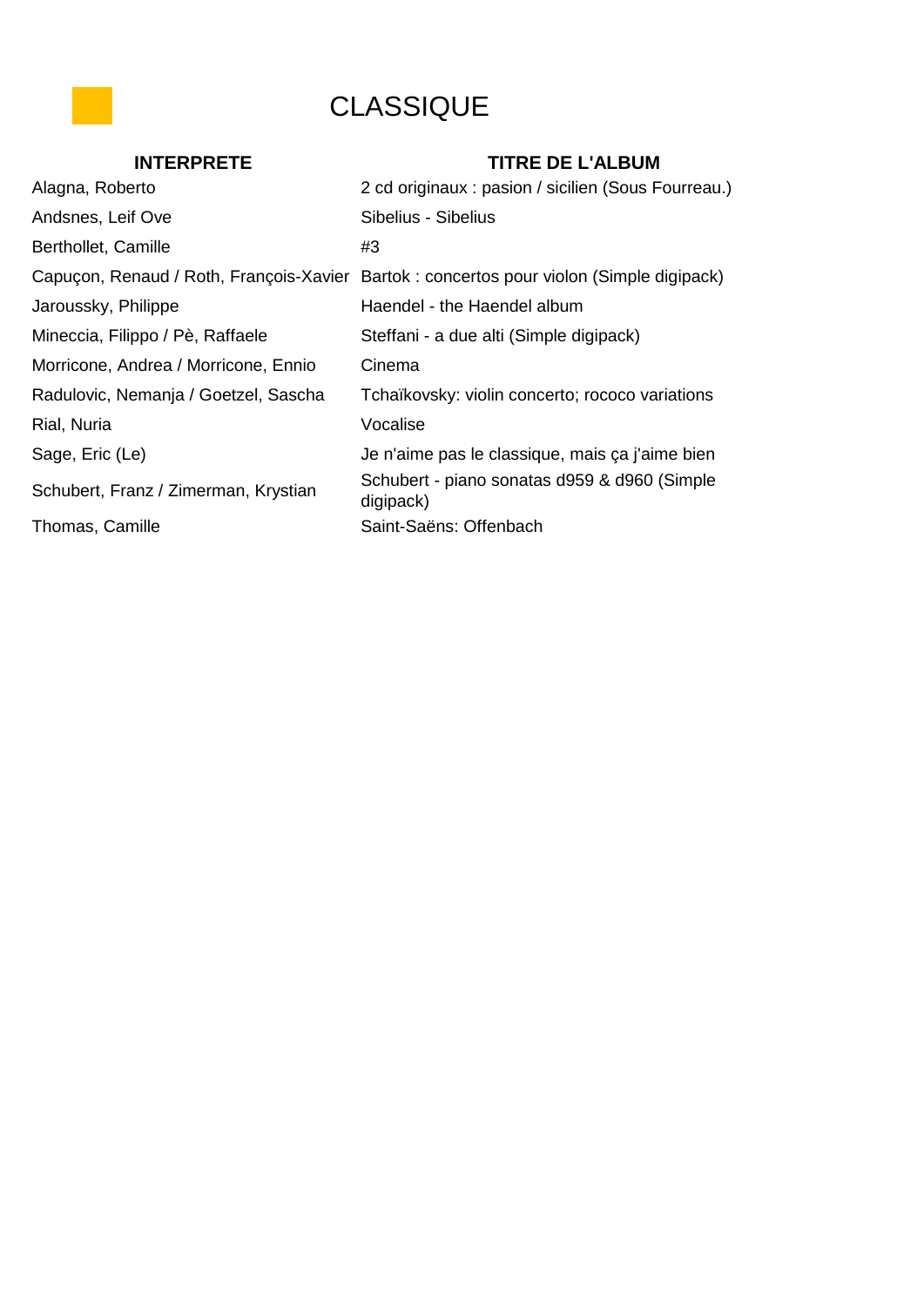# CLASSIQUE

| INTERPRETE | TITRE DE L'ALBUM |
|---|---|
| Alagna, Roberto | 2 cd originaux : pasion / sicilien (Sous Fourreau.) |
| Andsnes, Leif Ove | Sibelius - Sibelius |
| Berthollet, Camille | #3 |
| Capuçon, Renaud / Roth, François-Xavier | Bartok : concertos pour violon (Simple digipack) |
| Jaroussky, Philippe | Haendel - the Haendel album |
| Mineccia, Filippo / Pè, Raffaele | Steffani - a due alti (Simple digipack) |
| Morricone, Andrea / Morricone, Ennio | Cinema |
| Radulovic, Nemanja / Goetzel, Sascha | Tchaïkovsky: violin concerto; rococo variations |
| Rial, Nuria | Vocalise |
| Sage, Eric (Le) | Je n'aime pas le classique, mais ça j'aime bien |
| Schubert, Franz / Zimerman, Krystian | Schubert - piano sonatas d959 & d960 (Simple digipack) |
| Thomas, Camille | Saint-Saëns: Offenbach |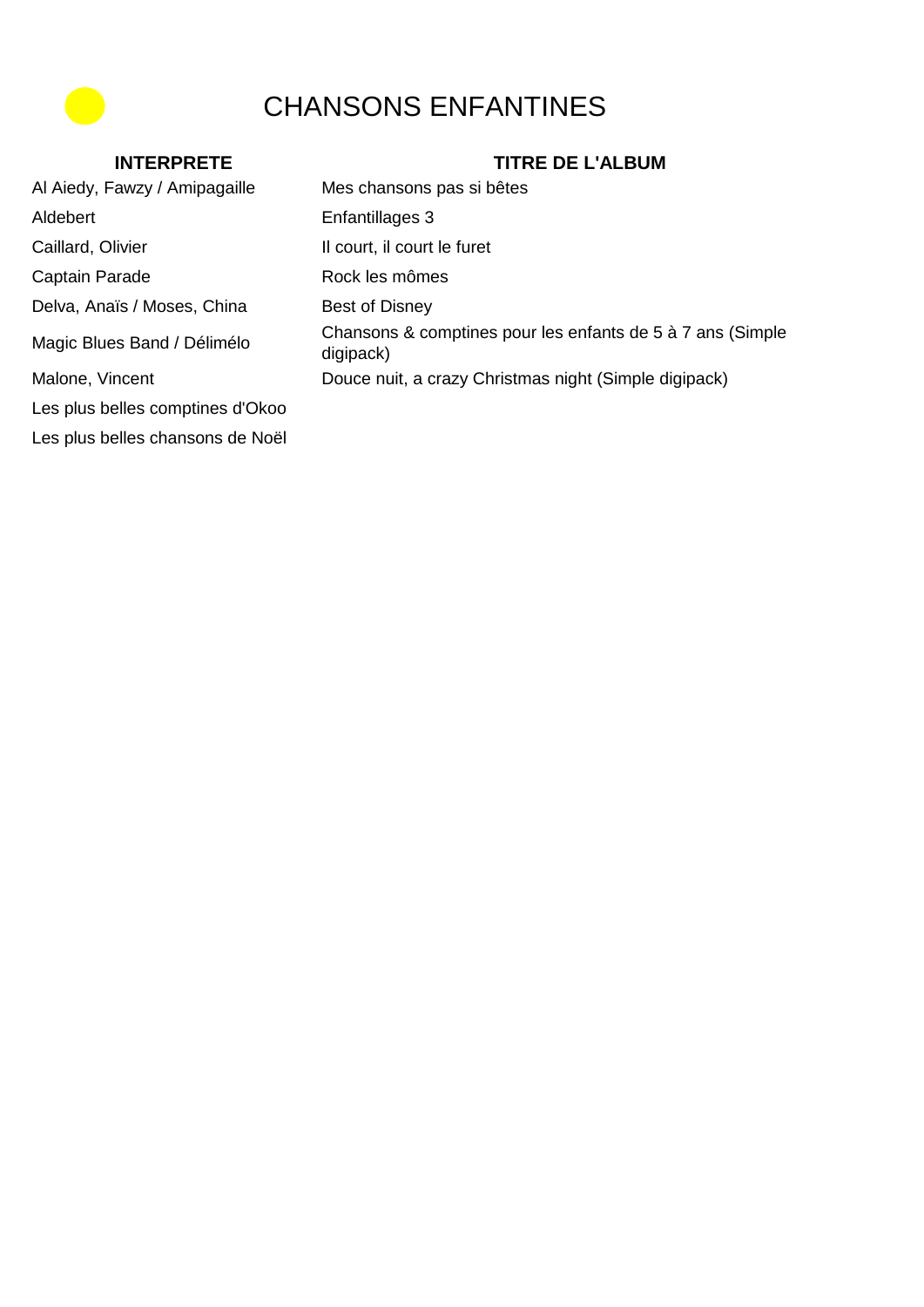# CHANSONS ENFANTINES

| INTERPRETE | TITRE DE L'ALBUM |
| --- | --- |
| Al Aiedy, Fawzy / Amipagaille | Mes chansons pas si bêtes |
| Aldebert | Enfantillages 3 |
| Caillard, Olivier | Il court, il court le furet |
| Captain Parade | Rock les mômes |
| Delva, Anaïs / Moses, China | Best of Disney |
| Magic Blues Band / Délimélo | Chansons & comptines pour les enfants de 5 à 7 ans (Simple digipack) |
| Malone, Vincent | Douce nuit, a crazy Christmas night (Simple digipack) |
| Les plus belles comptines d'Okoo | |
| Les plus belles chansons de Noël | |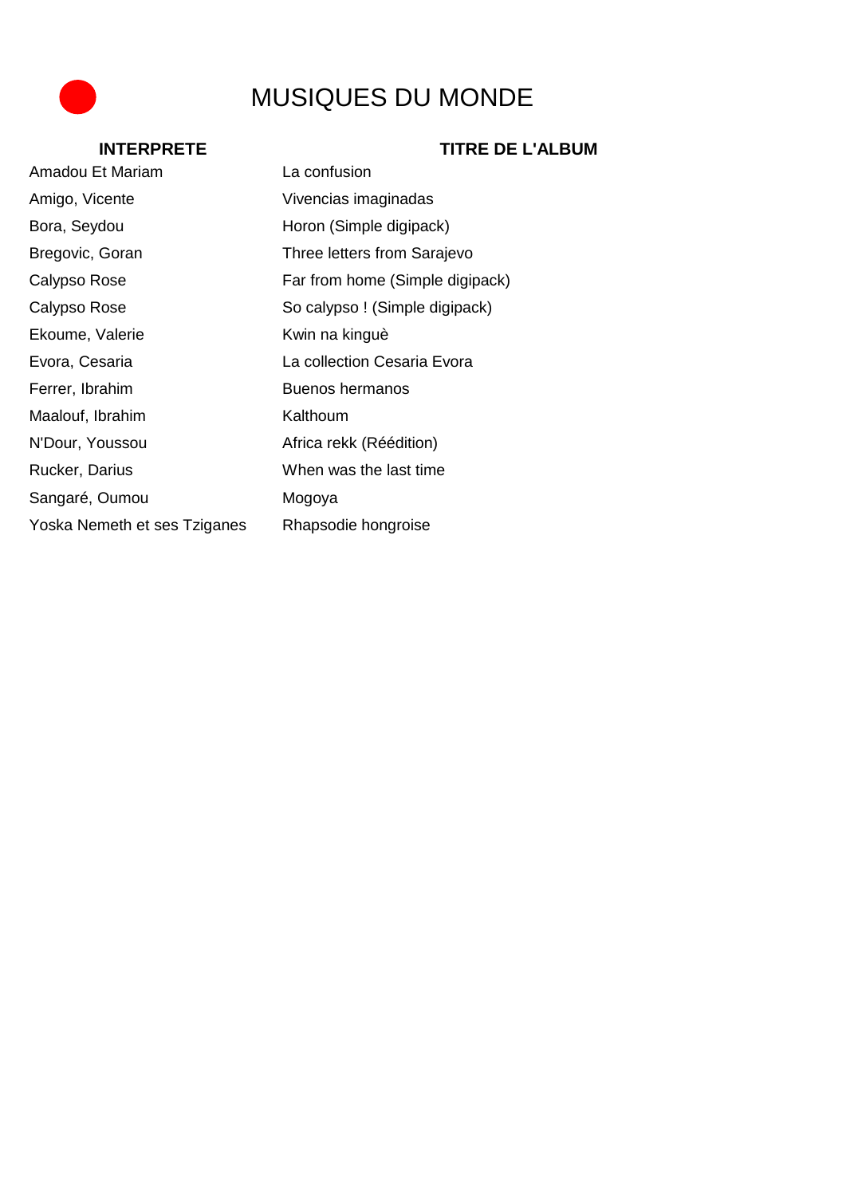# MUSIQUES DU MONDE

| INTERPRETE | TITRE DE L'ALBUM |
| --- | --- |
| Amadou Et Mariam | La confusion |
| Amigo, Vicente | Vivencias imaginadas |
| Bora, Seydou | Horon (Simple digipack) |
| Bregovic, Goran | Three letters from Sarajevo |
| Calypso Rose | Far from home (Simple digipack) |
| Calypso Rose | So calypso ! (Simple digipack) |
| Ekoume, Valerie | Kwin na kinguè |
| Evora, Cesaria | La collection Cesaria Evora |
| Ferrer, Ibrahim | Buenos hermanos |
| Maalouf, Ibrahim | Kalthoum |
| N'Dour, Youssou | Africa rekk (Réédition) |
| Rucker, Darius | When was the last time |
| Sangaré, Oumou | Mogoya |
| Yoska Nemeth et ses Tziganes | Rhapsodie hongroise |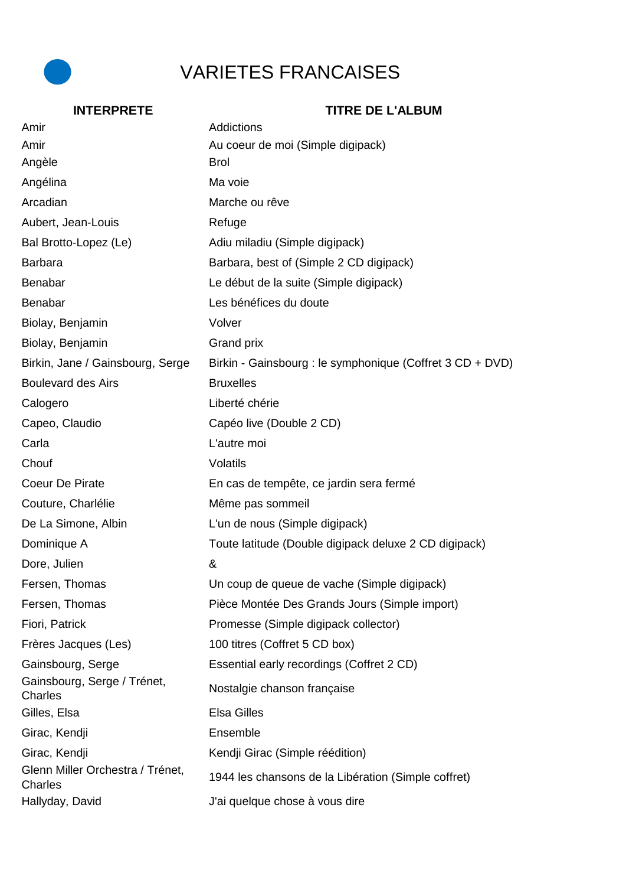# VARIETES FRANCAISES

| INTERPRETE | TITRE DE L'ALBUM |
|---|---|
| Amir | Addictions |
| Amir | Au coeur de moi (Simple digipack) |
| Angèle | Brol |
| Angélina | Ma voie |
| Arcadian | Marche ou rêve |
| Aubert, Jean-Louis | Refuge |
| Bal Brotto-Lopez (Le) | Adiu miladiu (Simple digipack) |
| Barbara | Barbara, best of (Simple 2 CD digipack) |
| Benabar | Le début de la suite (Simple digipack) |
| Benabar | Les bénéfices du doute |
| Biolay, Benjamin | Volver |
| Biolay, Benjamin | Grand prix |
| Birkin, Jane / Gainsbourg, Serge | Birkin - Gainsbourg : le symphonique (Coffret 3 CD + DVD) |
| Boulevard des Airs | Bruxelles |
| Calogero | Liberté chérie |
| Capeo, Claudio | Capéo live (Double 2 CD) |
| Carla | L'autre moi |
| Chouf | Volatils |
| Coeur De Pirate | En cas de tempête, ce jardin sera fermé |
| Couture, Charlélie | Même pas sommeil |
| De La Simone, Albin | L'un de nous (Simple digipack) |
| Dominique A | Toute latitude (Double digipack deluxe 2 CD digipack) |
| Dore, Julien | & |
| Fersen, Thomas | Un coup de queue de vache (Simple digipack) |
| Fersen, Thomas | Pièce Montée Des Grands Jours (Simple import) |
| Fiori, Patrick | Promesse (Simple digipack collector) |
| Frères Jacques (Les) | 100 titres (Coffret 5 CD box) |
| Gainsbourg, Serge | Essential early recordings (Coffret 2 CD) |
| Gainsbourg, Serge / Trénet, Charles | Nostalgie chanson française |
| Gilles, Elsa | Elsa Gilles |
| Girac, Kendji | Ensemble |
| Girac, Kendji | Kendji Girac (Simple réédition) |
| Glenn Miller Orchestra / Trénet, Charles | 1944 les chansons de la Libération (Simple coffret) |
| Hallyday, David | J'ai quelque chose à vous dire |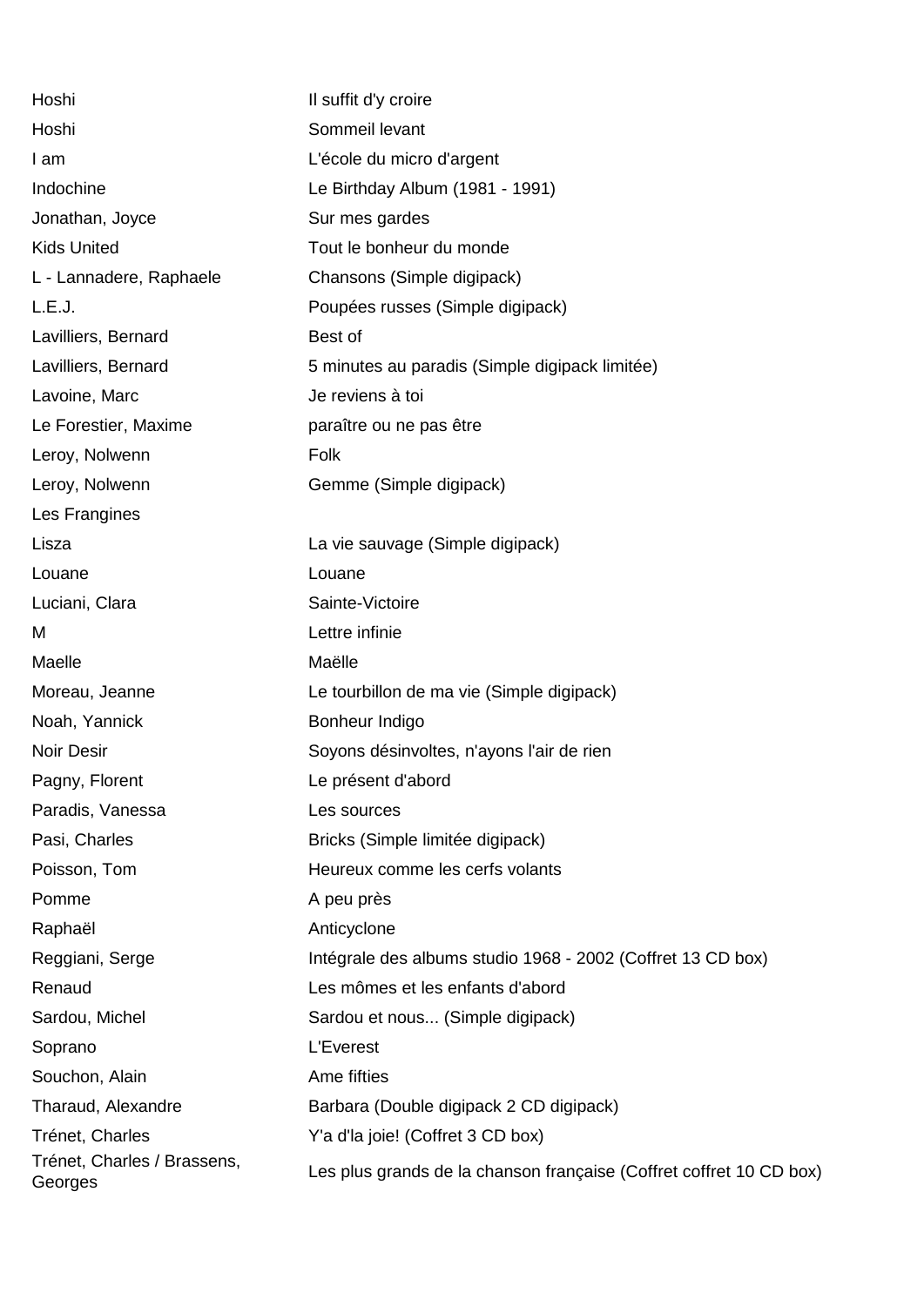| | |
|---|---|
| Hoshi | Il suffit d'y croire |
| Hoshi | Sommeil levant |
| I am | L'école du micro d'argent |
| Indochine | Le Birthday Album (1981 - 1991) |
| Jonathan, Joyce | Sur mes gardes |
| Kids United | Tout le bonheur du monde |
| L - Lannadere, Raphaele | Chansons (Simple digipack) |
| L.E.J. | Poupées russes (Simple digipack) |
| Lavilliers, Bernard | Best of |
| Lavilliers, Bernard | 5 minutes au paradis (Simple digipack limitée) |
| Lavoine, Marc | Je reviens à toi |
| Le Forestier, Maxime | paraître ou ne pas être |
| Leroy, Nolwenn | Folk |
| Leroy, Nolwenn | Gemme (Simple digipack) |
| Les Frangines | |
| Lisza | La vie sauvage (Simple digipack) |
| Louane | Louane |
| Luciani, Clara | Sainte-Victoire |
| M | Lettre infinie |
| Maelle | Maëlle |
| Moreau, Jeanne | Le tourbillon de ma vie (Simple digipack) |
| Noah, Yannick | Bonheur Indigo |
| Noir Desir | Soyons désinvoltes, n'ayons l'air de rien |
| Pagny, Florent | Le présent d'abord |
| Paradis, Vanessa | Les sources |
| Pasi, Charles | Bricks (Simple limitée digipack) |
| Poisson, Tom | Heureux comme les cerfs volants |
| Pomme | A peu près |
| Raphaël | Anticyclone |
| Reggiani, Serge | Intégrale des albums studio 1968 - 2002 (Coffret 13 CD box) |
| Renaud | Les mômes et les enfants d'abord |
| Sardou, Michel | Sardou et nous... (Simple digipack) |
| Soprano | L'Everest |
| Souchon, Alain | Ame fifties |
| Tharaud, Alexandre | Barbara (Double digipack 2 CD digipack) |
| Trénet, Charles | Y'a d'la joie! (Coffret 3 CD box) |
| Trénet, Charles / Brassens, Georges | Les plus grands de la chanson française (Coffret coffret 10 CD box) |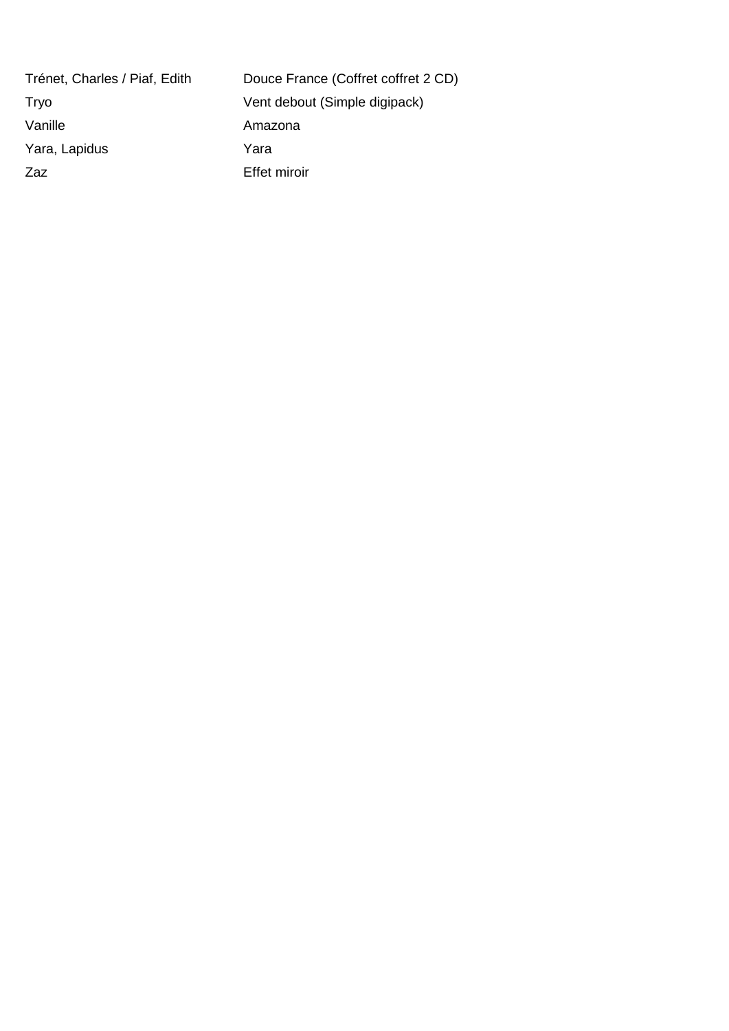| | |
|---|---|
| Trénet, Charles / Piaf, Edith | Douce France (Coffret coffret 2 CD) |
| Tryo | Vent debout (Simple digipack) |
| Vanille | Amazona |
| Yara, Lapidus | Yara |
| Zaz | Effet miroir |